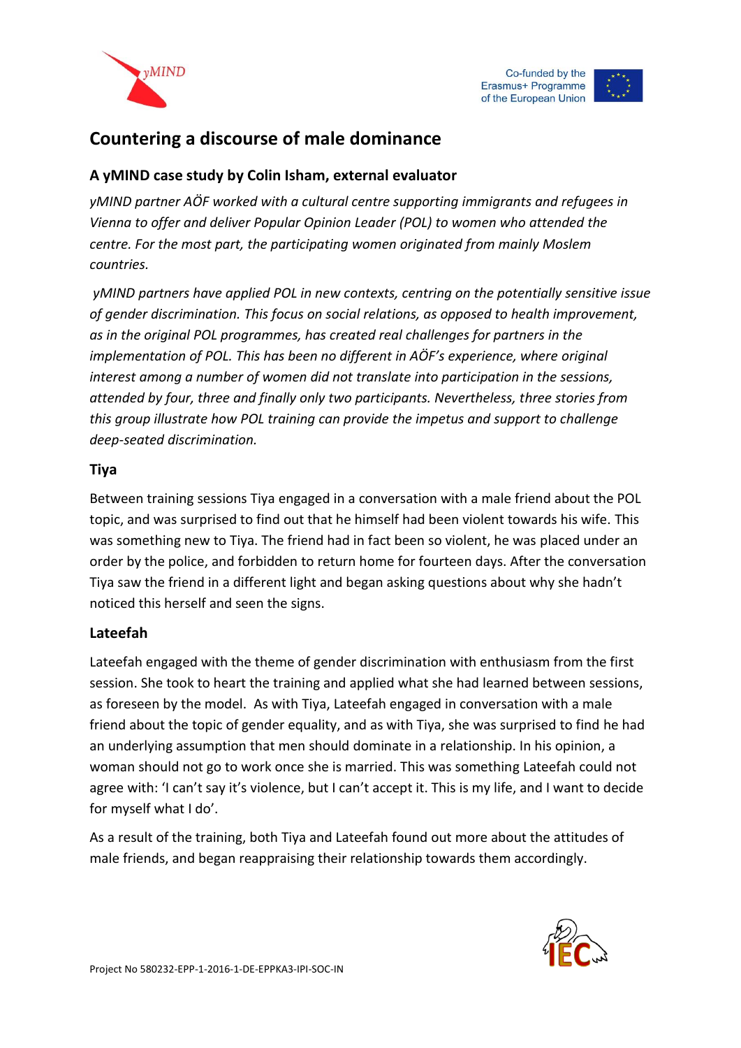## Countering a discourse of male dominance

### A yMIND case study by Colin Isham, external evaluator

*yMIND partner AÖF worked with a cultural centre supporting immigrants and refugees in Vienna to offer and deliver Popular Opinion Leader (POL) to women who attended the centre. For the most part, the participating women originated from mainly Moslem countries.*

*yMIND partners have applied POL in new contexts, centring on the potentially sensitive issue of gender discrimination. This focus on social relations, as opposed to health improvement, as in the original POL programmes, has created real challenges for partners in the implementation of POL. This has been no different in AÖF's experience, where original interest among a number of women did not translate into participation in the sessions, attended by four, three and finally only two participants. Nevertheless, three stories from this group illustrate how POL training can provide the impetus and support to challenge deep-seated discrimination.*

### Tiya

Between training sessions Tiya engaged in a conversation with a male friend about the POL topic, and was surprised to find out that he himself had been violent towards his wife. This was something new to Tiya. The friend had in fact been so violent, he was placed under an order by the police, and forbidden to return home for fourteen days. After the conversation Tiya saw the friend in a different light and began asking questions about why she hadn't noticed this herself and seen the signs.

### Lateefah

Lateefah engaged with the theme of gender discrimination with enthusiasm from the first session. She took to heart the training and applied what she had learned between sessions, as foreseen by the model. As with Tiya, Lateefah engaged in conversation with a male friend about the topic of gender equality, and as with Tiya, she was surprised to find he had an underlying assumption that men should dominate in a relationship. In his opinion, a woman should not go to work once she is married. This was something Lateefah could not agree with: 'I can't say it's violence, but I can't accept it. This is my life, and I want to decide for myself what I do'.

As a result of the training, both Tiya and Lateefah found out more about the attitudes of male friends, and began reappraising their relationship towards them accordingly.

Project No 580232-EPP-1-2016-1-DE-EPPKA3-IPI-SOC-IN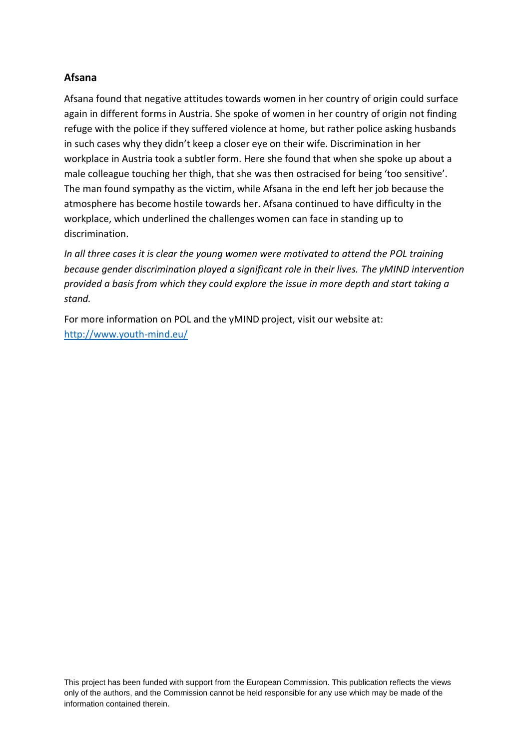### Afsana

Afsana found that negative attitudes towards women in her country of origin could surface again in different forms in Austria. She spoke of women in her country of origin not finding refuge with the police if they suffered violence at home, but rather police asking husbands in such cases why they didn't keep a closer eye on their wife. Discrimination in her workplace in Austria took a subtler form. Here she found that when she spoke up about a male colleague touching her thigh, that she was then ostracised for being 'too sensitive'. The man found sympathy as the victim, while Afsana in the end left her job because the atmosphere has become hostile towards her. Afsana continued to have difficulty in the workplace, which underlined the challenges women can face in standing up to discrimination.

*In all three cases it is clear the young women were motivated to attend the POL training because gender discrimination played a significant role in their lives. The yMIND intervention provided a basis from which they could explore the issue in more depth and start taking a stand.*

For more information on POL and the yMIND project, visit our website at: [http://www.youth-mind.eu/](http://www.youth-mind.eu/)

This project has been funded with support from the European Commission. This publication reflects the views only of the authors, and the Commission cannot be held responsible for any use which may be made of the information contained therein.